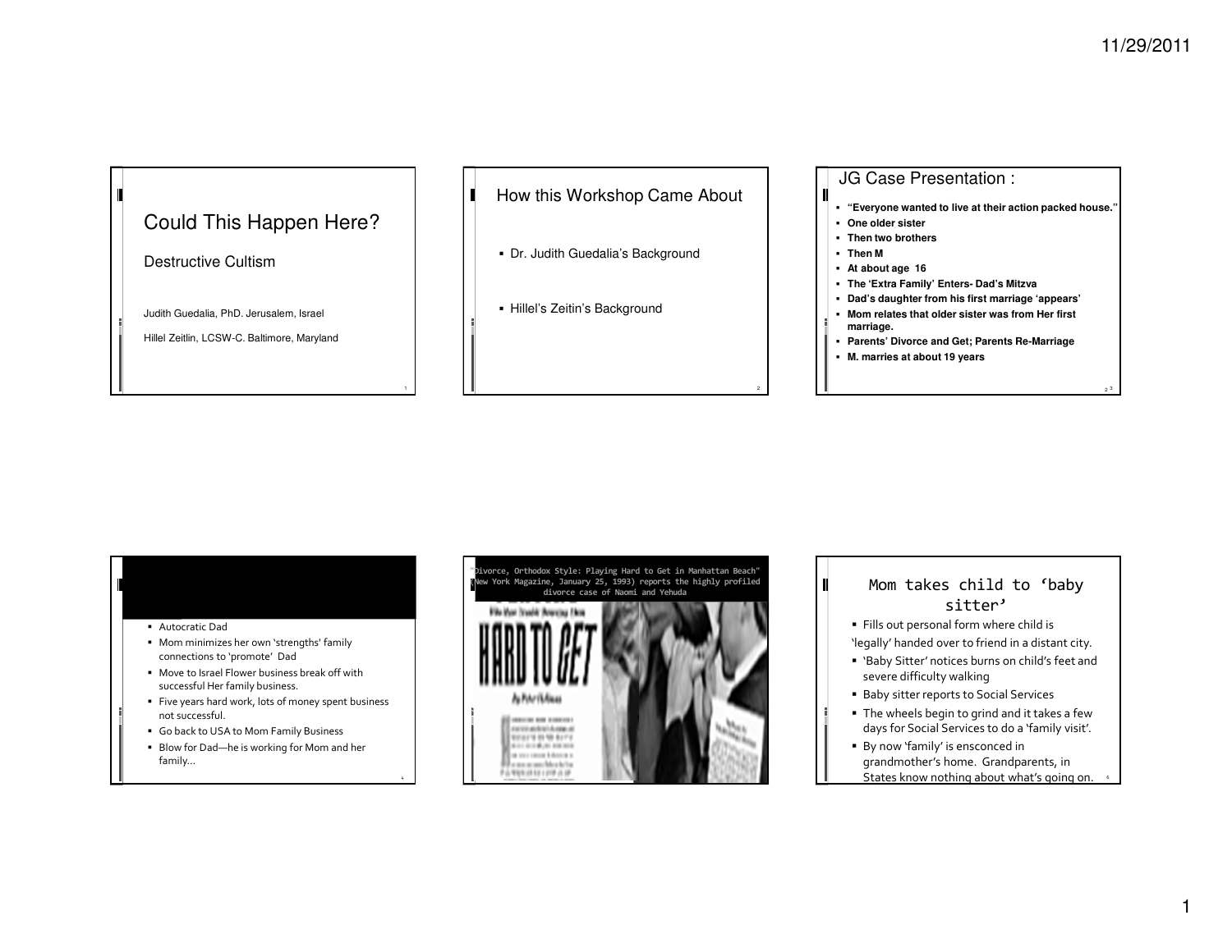## Could This Happen Here?

Destructive Cultism

Judith Guedalia, PhD. Jerusalem, Israel

Hillel Zeitlin, LCSW-C. Baltimore, Maryland

## How this Workshop Came About

- Dr. Judith Guedalia's Background
- Hillel's Zeitin's Background

## JG Case Presentation :

- **"Everyone wanted to live at their action packed house."**
- **One older sister**
- **Then two brothers**
- **Then M**
- **At about age 16**
- **The 'Extra Family' Enters- Dad's Mitzva**
- **Dad's daughter from his first marriage 'appears'**
- **Mom relates that older sister was from Her first marriage.**
- **Parents' Divorce and Get; Parents Re-Marriage**
- **M. marries at about 19 years**

---

- Autocratic Dad
- Mom minimizes her own 'strengths' family connections to 'promote' Dad
- Move to Israel Flower business break off with successful Her family business.
- Five years hard work, lots of money spent business not successful.
- Go back to USA to Mom Family Business
- Blow for Dad—he is working for Mom and her family…

---

"Divorce, Orthodox Style: Playing Hard to Get in Manhattan Beach" (New York Magazine, January 25, 1993) reports the highly profiled divorce case of Naomi and Yehuda

HARD TO GET

## Mom takes child to 'baby sitter'

- Fills out personal form where child is 'legally' handed over to friend in a distant city.
- 'Baby Sitter' notices burns on child's feet and severe difficulty walking
- Baby sitter reports to Social Services
- The wheels begin to grind and it takes a few days for Social Services to do a 'family visit'.
- By now 'family' is ensconced in grandmother's home. Grandparents, in States know nothing about what's going on.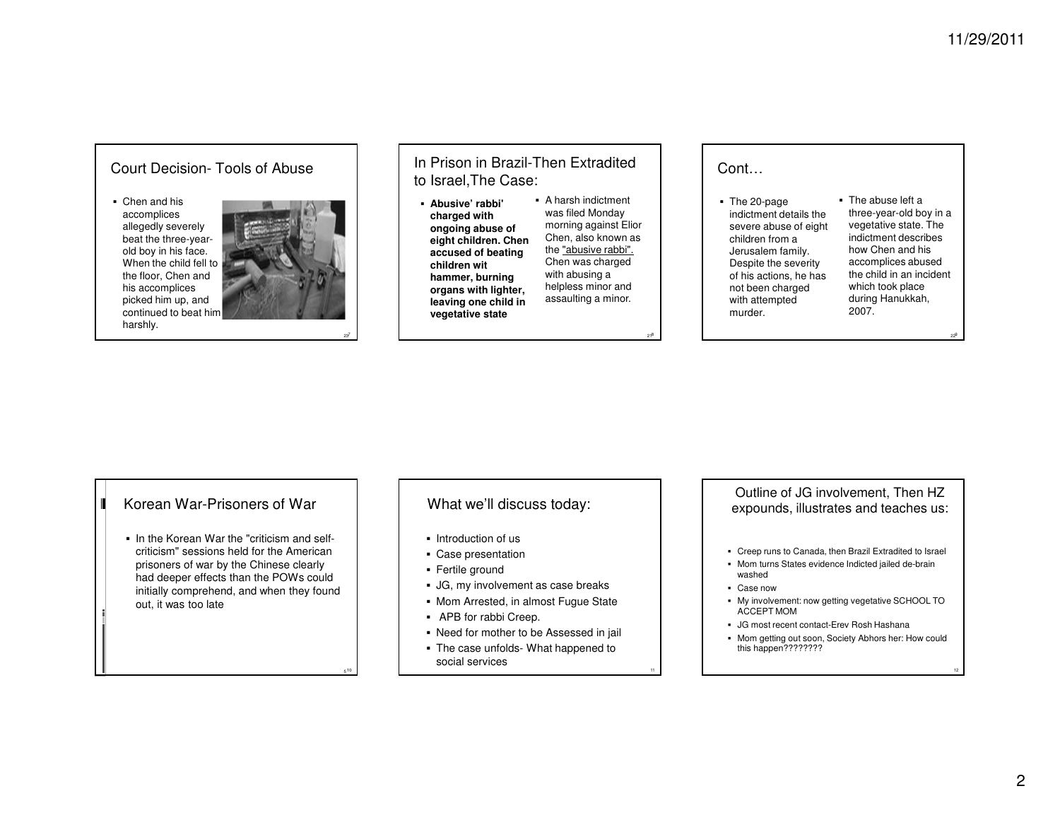## Court Decision- Tools of Abuse

- Chen and his accomplices allegedly severely beat the three-year-old boy in his face. When the child fell to the floor, Chen and his accomplices picked him up, and continued to beat him harshly.

## In Prison in Brazil-Then Extradited to Israel,The Case:

- **Abusive' rabbi' charged with ongoing abuse of eight children. Chen accused of beating children wit hammer, burning organs with lighter, leaving one child in vegetative state**
- A harsh indictment was filed Monday morning against Elior Chen, also known as the "abusive rabbi". Chen was charged with abusing a helpless minor and assaulting a minor.

## Cont…

- The 20-page indictment details the severe abuse of eight children from a Jerusalem family. Despite the severity of his actions, he has not been charged with attempted murder.
- The abuse left a three-year-old boy in a vegetative state. The indictment describes how Chen and his accomplices abused the child in an incident which took place during Hanukkah, 2007.

## Korean War-Prisoners of War

- In the Korean War the "criticism and self-criticism" sessions held for the American prisoners of war by the Chinese clearly had deeper effects than the POWs could initially comprehend, and when they found out, it was too late

## What we'll discuss today:

- Introduction of us
- Case presentation
- Fertile ground
- JG, my involvement as case breaks
- Mom Arrested, in almost Fugue State
- APB for rabbi Creep.
- Need for mother to be Assessed in jail
- The case unfolds- What happened to social services

## Outline of JG involvement, Then HZ expounds, illustrates and teaches us:

- Creep runs to Canada, then Brazil Extradited to Israel
- Mom turns States evidence Indicted jailed de-brain washed
- Case now
- My involvement: now getting vegetative SCHOOL TO ACCEPT MOM
- JG most recent contact-Erev Rosh Hashana
- Mom getting out soon, Society Abhors her: How could this happen????????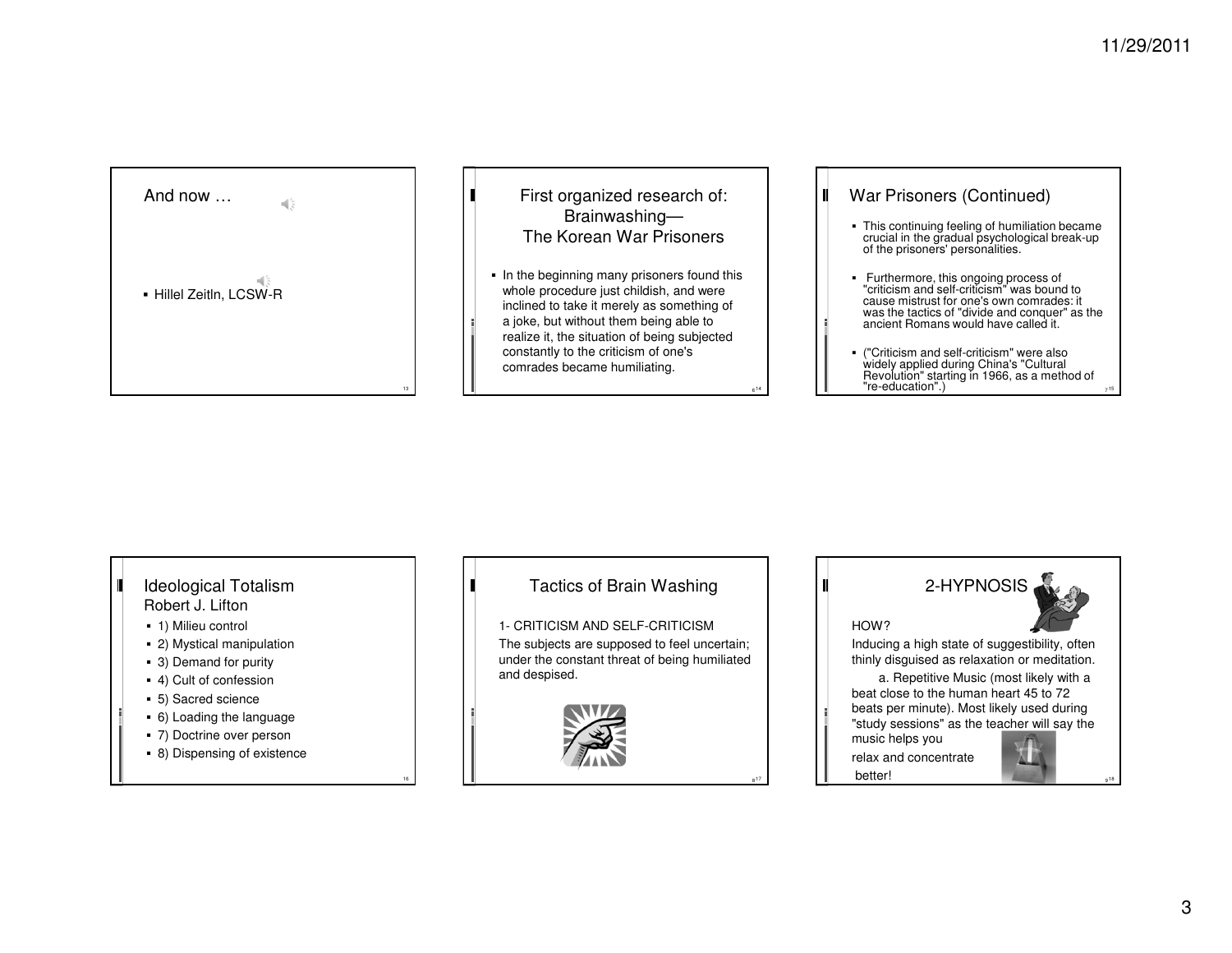## And now …

- Hillel Zeitln, LCSW-R

## First organized research of: Brainwashing— The Korean War Prisoners

- In the beginning many prisoners found this whole procedure just childish, and were inclined to take it merely as something of a joke, but without them being able to realize it, the situation of being subjected constantly to the criticism of one's comrades became humiliating.

## War Prisoners (Continued)

- This continuing feeling of humiliation became crucial in the gradual psychological break-up of the prisoners' personalities.
- Furthermore, this ongoing process of "criticism and self-criticism" was bound to cause mistrust for one's own comrades: it was the tactics of "divide and conquer" as the ancient Romans would have called it.
- ("Criticism and self-criticism" were also widely applied during China's "Cultural Revolution" starting in 1966, as a method of "re-education".)

## Ideological Totalism

Robert J. Lifton

- 1) Milieu control
- 2) Mystical manipulation
- 3) Demand for purity
- 4) Cult of confession
- 5) Sacred science
- 6) Loading the language
- 7) Doctrine over person
- 8) Dispensing of existence

## Tactics of Brain Washing

1- CRITICISM AND SELF-CRITICISM

The subjects are supposed to feel uncertain; under the constant threat of being humiliated and despised.

## 2-HYPNOSIS

HOW?

Inducing a high state of suggestibility, often thinly disguised as relaxation or meditation.

a. Repetitive Music (most likely with a beat close to the human heart 45 to 72 beats per minute). Most likely used during "study sessions" as the teacher will say the music helps you relax and concentrate better!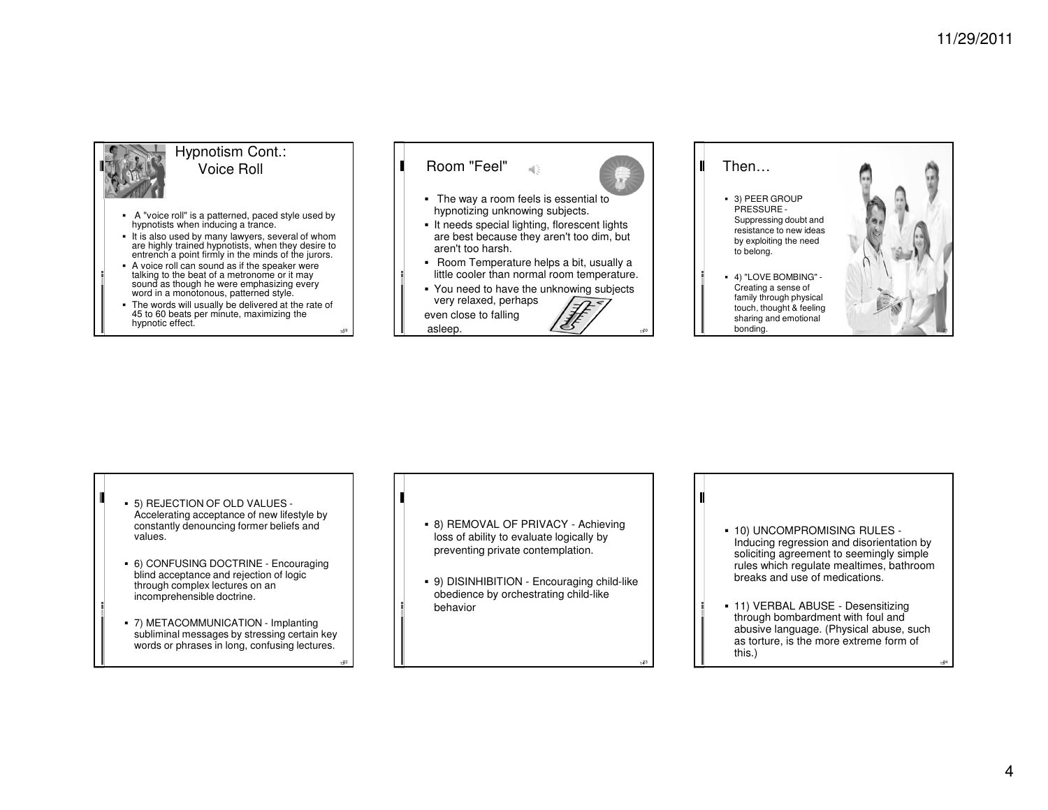## Hypnotism Cont.: Voice Roll

- A "voice roll" is a patterned, paced style used by hypnotists when inducing a trance.
- It is also used by many lawyers, several of whom are highly trained hypnotists, when they desire to entrench a point firmly in the minds of the jurors.
- A voice roll can sound as if the speaker were talking to the beat of a metronome or it may sound as though he were emphasizing every word in a monotonous, patterned style.
- The words will usually be delivered at the rate of 45 to 60 beats per minute, maximizing the hypnotic effect.

## Room "Feel"

- The way a room feels is essential to hypnotizing unknowing subjects.
- It needs special lighting, florescent lights are best because they aren't too dim, but aren't too harsh.
- Room Temperature helps a bit, usually a little cooler than normal room temperature.
- You need to have the unknowing subjects very relaxed, perhaps even close to falling asleep.

## Then…

- 3) PEER GROUP PRESSURE - Suppressing doubt and resistance to new ideas by exploiting the need to belong.
- 4) "LOVE BOMBING" - Creating a sense of family through physical touch, thought & feeling sharing and emotional bonding.

---

- 5) REJECTION OF OLD VALUES - Accelerating acceptance of new lifestyle by constantly denouncing former beliefs and values.
- 6) CONFUSING DOCTRINE - Encouraging blind acceptance and rejection of logic through complex lectures on an incomprehensible doctrine.
- 7) METACOMMUNICATION - Implanting subliminal messages by stressing certain key words or phrases in long, confusing lectures.

---

- 8) REMOVAL OF PRIVACY - Achieving loss of ability to evaluate logically by preventing private contemplation.
- 9) DISINHIBITION - Encouraging child-like obedience by orchestrating child-like behavior

---

- 10) UNCOMPROMISING RULES - Inducing regression and disorientation by soliciting agreement to seemingly simple rules which regulate mealtimes, bathroom breaks and use of medications.
- 11) VERBAL ABUSE - Desensitizing through bombardment with foul and abusive language. (Physical abuse, such as torture, is the more extreme form of this.)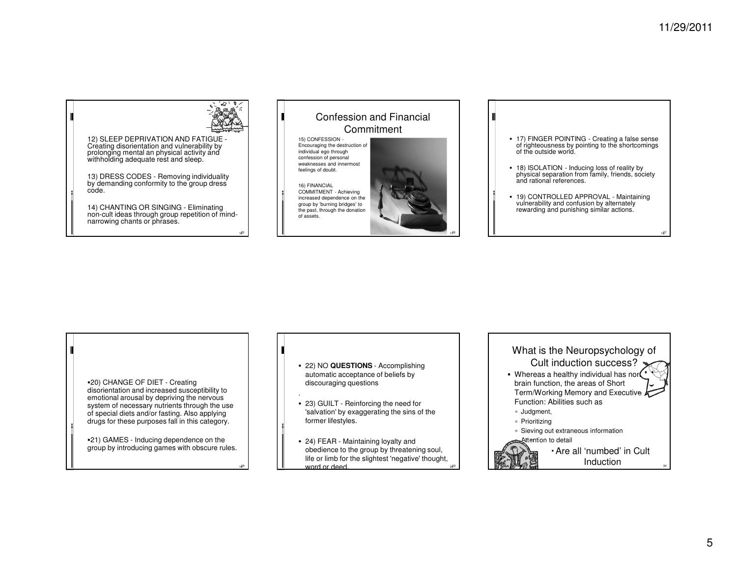12) SLEEP DEPRIVATION AND FATIGUE - Creating disorientation and vulnerability by prolonging mental an physical activity and withholding adequate rest and sleep.

13) DRESS CODES - Removing individuality by demanding conformity to the group dress code.

14) CHANTING OR SINGING - Eliminating non-cult ideas through group repetition of mind-narrowing chants or phrases.

## Confession and Financial Commitment

15) CONFESSION - Encouraging the destruction of individual ego through confession of personal weaknesses and innermost feelings of doubt.

16) FINANCIAL COMMITMENT - Achieving increased dependence on the group by 'burning bridges' to the past, through the donation of assets.

- 17) FINGER POINTING - Creating a false sense of righteousness by pointing to the shortcomings of the outside world.
- 18) ISOLATION - Inducing loss of reality by physical separation from family, friends, society and rational references.
- 19) CONTROLLED APPROVAL - Maintaining vulnerability and confusion by alternately rewarding and punishing similar actions.

- 20) CHANGE OF DIET - Creating disorientation and increased susceptibility to emotional arousal by depriving the nervous system of necessary nutrients through the use of special diets and/or fasting. Also applying drugs for these purposes fall in this category.
- 21) GAMES - Inducing dependence on the group by introducing games with obscure rules.

- 22) NO **QUESTIONS** - Accomplishing automatic acceptance of beliefs by discouraging questions

.

- 23) GUILT - Reinforcing the need for 'salvation' by exaggerating the sins of the former lifestyles.
- 24) FEAR - Maintaining loyalty and obedience to the group by threatening soul, life or limb for the slightest 'negative' thought, word or deed.

## What is the Neuropsychology of Cult induction success?

- Whereas a healthy individual has normal brain function, the areas of Short Term/Working Memory and Executive Function: Abilities such as
  - Judgment,
  - Prioritizing
  - Sieving out extraneous information
  - Attention to detail
- Are all 'numbed' in Cult Induction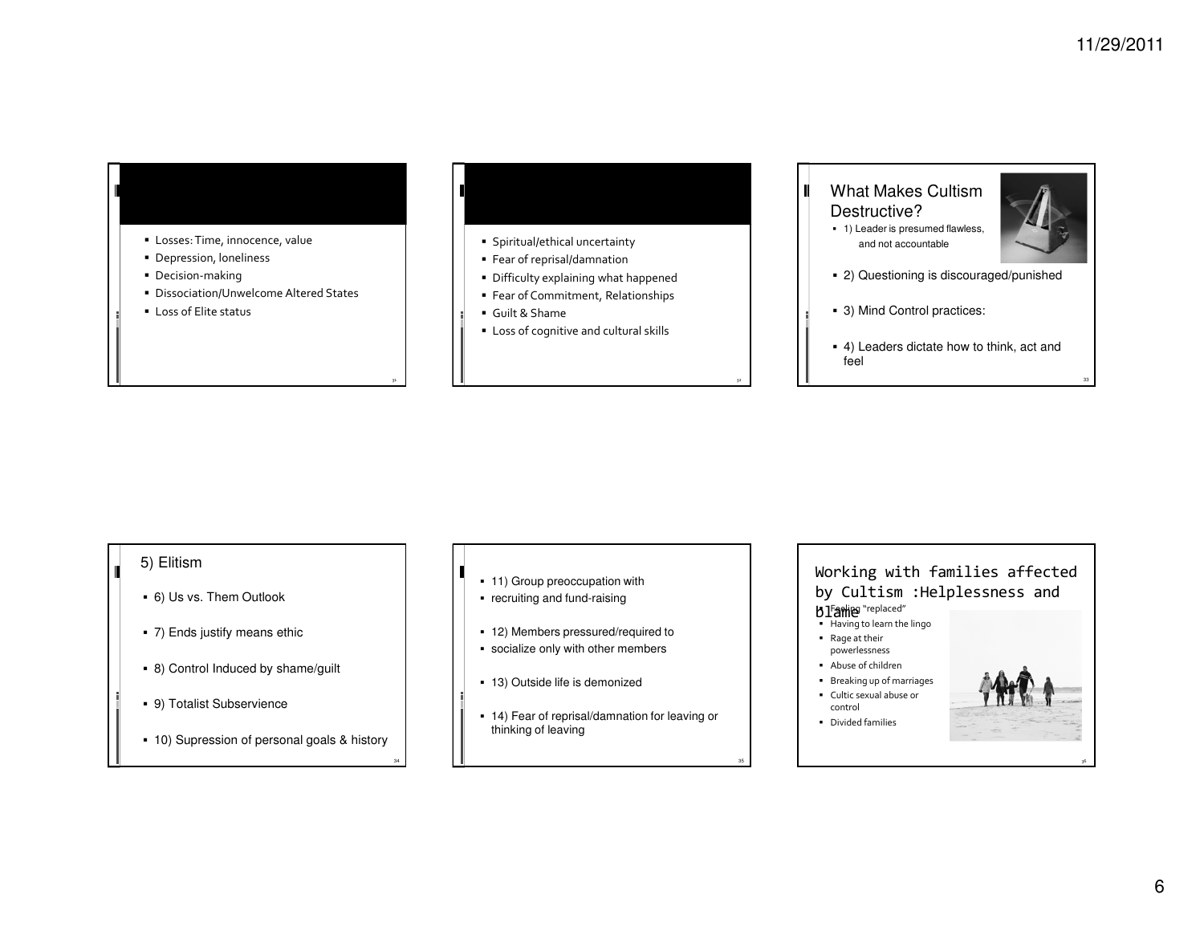- Losses: Time, innocence, value
- Depression, loneliness
- Decision-making
- Dissociation/Unwelcome Altered States
- Loss of Elite status

- Spiritual/ethical uncertainty
- Fear of reprisal/damnation
- Difficulty explaining what happened
- Fear of Commitment, Relationships
- Guilt & Shame
- Loss of cognitive and cultural skills

## What Makes Cultism Destructive?

- 1) Leader is presumed flawless, and not accountable
- 2) Questioning is discouraged/punished
- 3) Mind Control practices:
- 4) Leaders dictate how to think, act and feel

5) Elitism

- 6) Us vs. Them Outlook
- 7) Ends justify means ethic
- 8) Control Induced by shame/guilt
- 9) Totalist Subservience
- 10) Supression of personal goals & history

- 11) Group preoccupation with
- recruiting and fund-raising
- 12) Members pressured/required to
- socialize only with other members
- 13) Outside life is demonized
- 14) Fear of reprisal/damnation for leaving or thinking of leaving

## Working with families affected by Cultism :Helplessness and blame

- Feeling "replaced"
- Having to learn the lingo
- Rage at their powerlessness
- Abuse of children
- Breaking up of marriages
- Cultic sexual abuse or control
- Divided families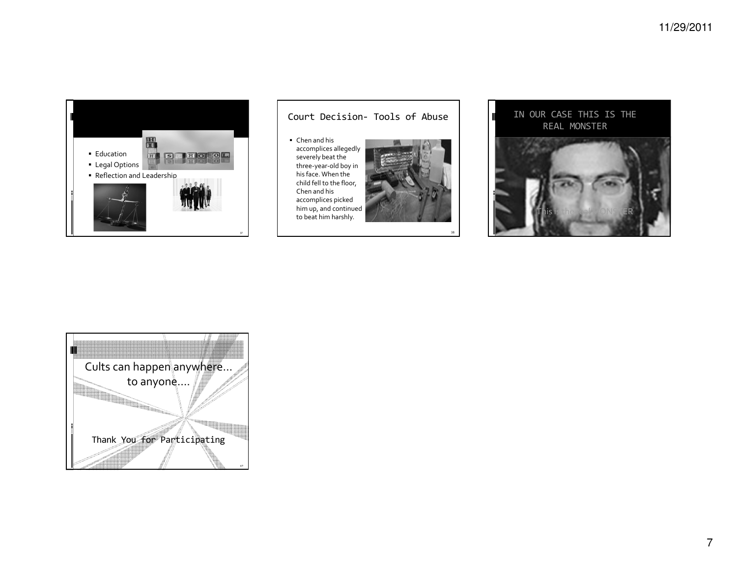- Education
- Legal Options
- Reflection and Leadership

## Court Decision- Tools of Abuse

- Chen and his accomplices allegedly severely beat the three-year-old boy in his face. When the child fell to the floor, Chen and his accomplices picked him up, and continued to beat him harshly.

## IN OUR CASE THIS IS THE REAL MONSTER

This is the real MONSTER

Cults can happen anywhere… to anyone….

Thank You for Participating